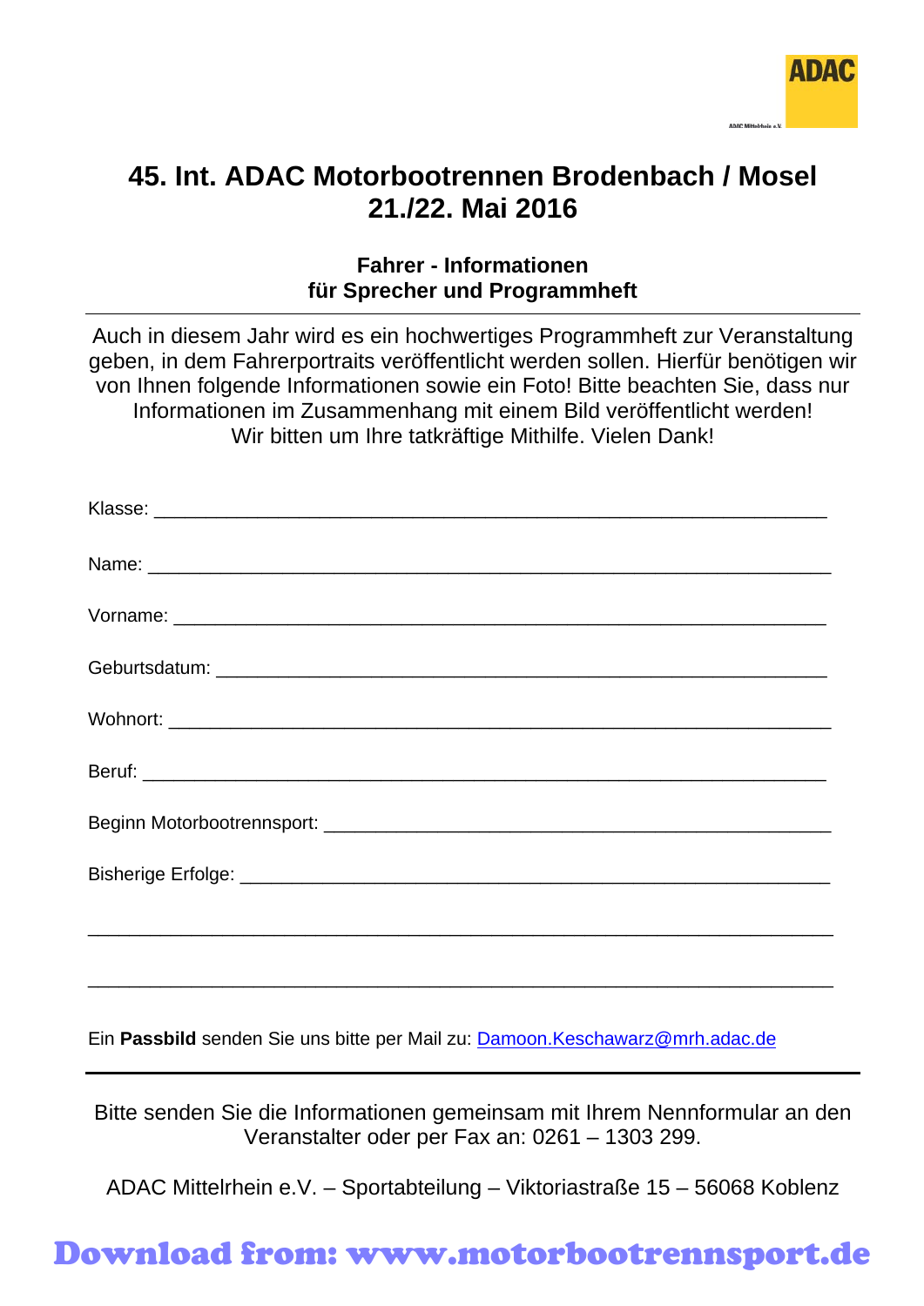ADAC

# 45. Int. ADAC Motorbootrennen Brodenbach / Mosel 21./22. Mai 2016

## Fahrer - Informationen für Sprecher und Programmheft

---

Auch in diesem Jahr wird es ein hochwertiges Programmheft zur Veranstaltung geben, in dem Fahrerportraits veröffentlicht werden sollen. Hierfür benötigen wir von Ihnen folgende Informationen sowie ein Foto! Bitte beachten Sie, dass nur Informationen im Zusammenhang mit einem Bild veröffentlicht werden!
Wir bitten um Ihre tatkräftige Mithilfe. Vielen Dank!

Klasse: ____________________________________________________________

Name: ____________________________________________________________

Vorname: __________________________________________________________

Geburtsdatum: ______________________________________________________

Wohnort: __________________________________________________________

Beruf: _____________________________________________________________

Beginn Motorbootrennsport: ____________________________________________

Bisherige Erfolge: ___________________________________________________

_________________________________________________________________

_________________________________________________________________

Ein **Passbild** senden Sie uns bitte per Mail zu: Damoon.Keschawarz@mrh.adac.de

---

Bitte senden Sie die Informationen gemeinsam mit Ihrem Nennformular an den Veranstalter oder per Fax an: 0261 – 1303 299.

ADAC Mittelrhein e.V. – Sportabteilung – Viktoriastraße 15 – 56068 Koblenz

Download from: www.motorbootrennsport.de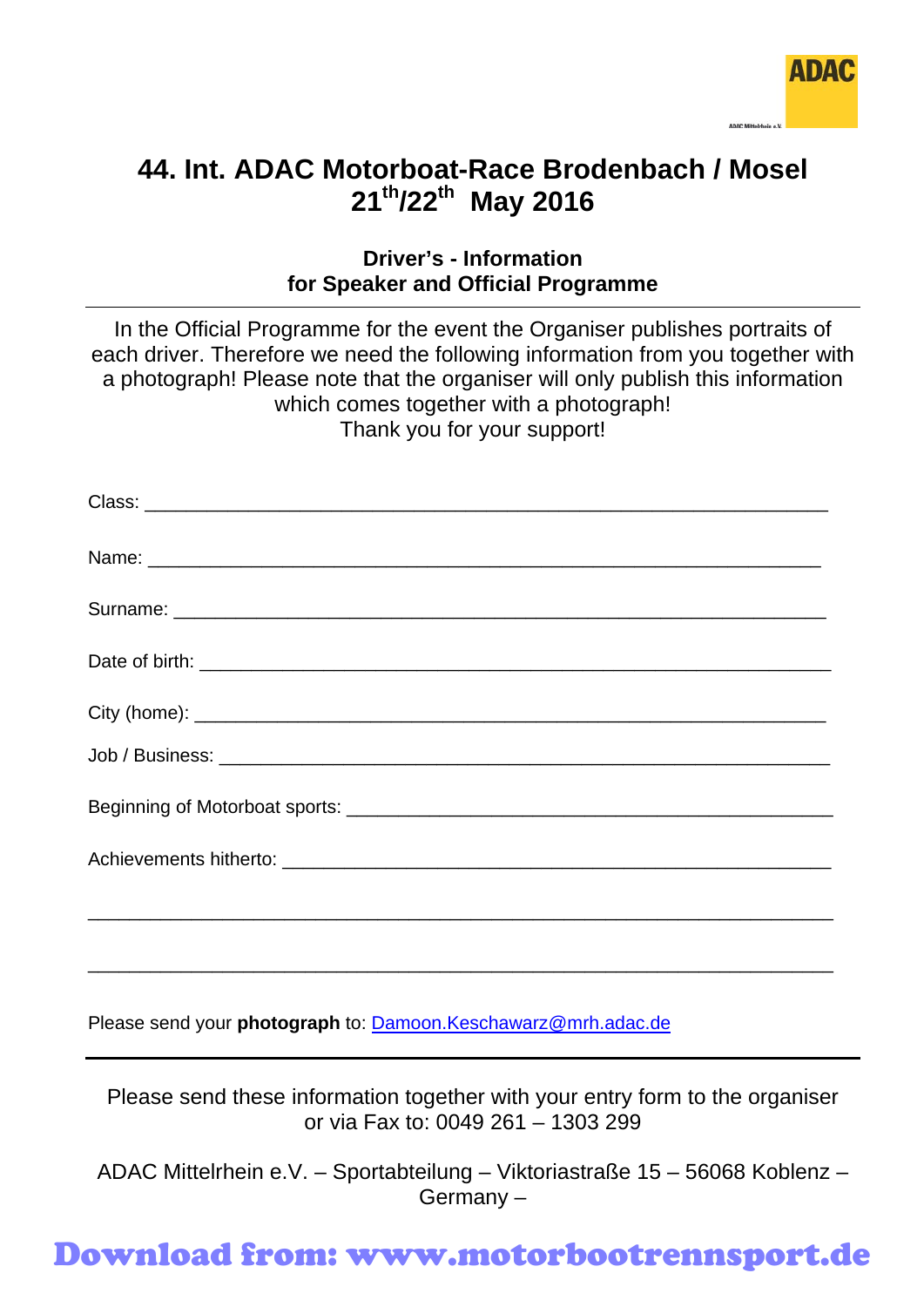ADAC

ADAC Mittelrhein e.V.

# 44. Int. ADAC Motorboat-Race Brodenbach / Mosel 21th/22th May 2016

## Driver's - Information for Speaker and Official Programme

---

In the Official Programme for the event the Organiser publishes portraits of each driver. Therefore we need the following information from you together with a photograph! Please note that the organiser will only publish this information which comes together with a photograph!
Thank you for your support!

Class: ____________________________________________________________

Name: ____________________________________________________________

Surname: __________________________________________________________

Date of birth: _______________________________________________________

City (home): ________________________________________________________

Job / Business: ______________________________________________________

Beginning of Motorboat sports: _________________________________________

Achievements hitherto: _______________________________________________

__________________________________________________________________

__________________________________________________________________

Please send your **photograph** to: Damoon.Keschawarz@mrh.adac.de

---

Please send these information together with your entry form to the organiser or via Fax to: 0049 261 – 1303 299

ADAC Mittelrhein e.V. – Sportabteilung – Viktoriastraße 15 – 56068 Koblenz – Germany –

Download from: www.motorbootrennsport.de